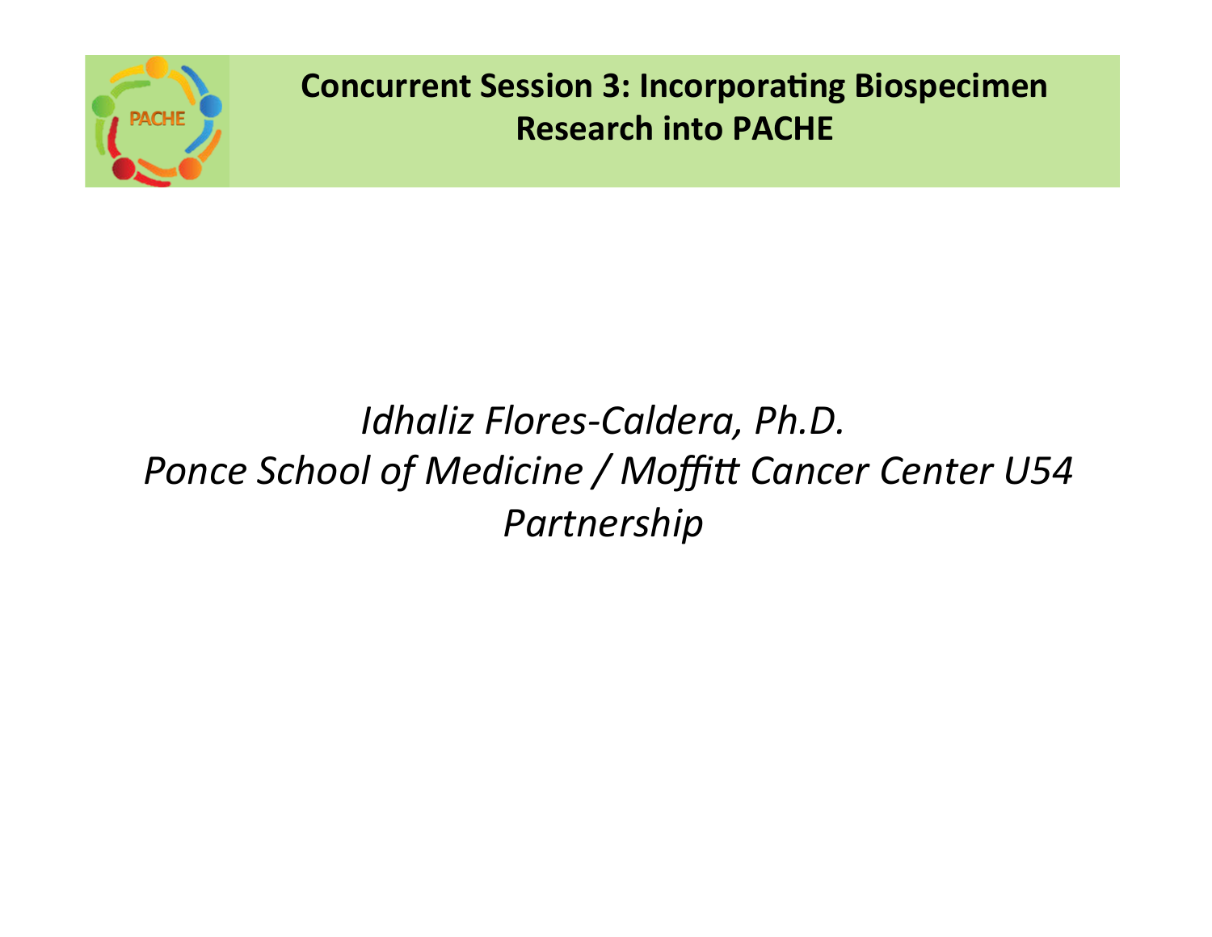# Concurrent Session 3: Incorporating Biospecimen Research into PACHE

*Idhaliz Flores-Caldera, Ph.D.*
*Ponce School of Medicine / Moffitt Cancer Center U54 Partnership*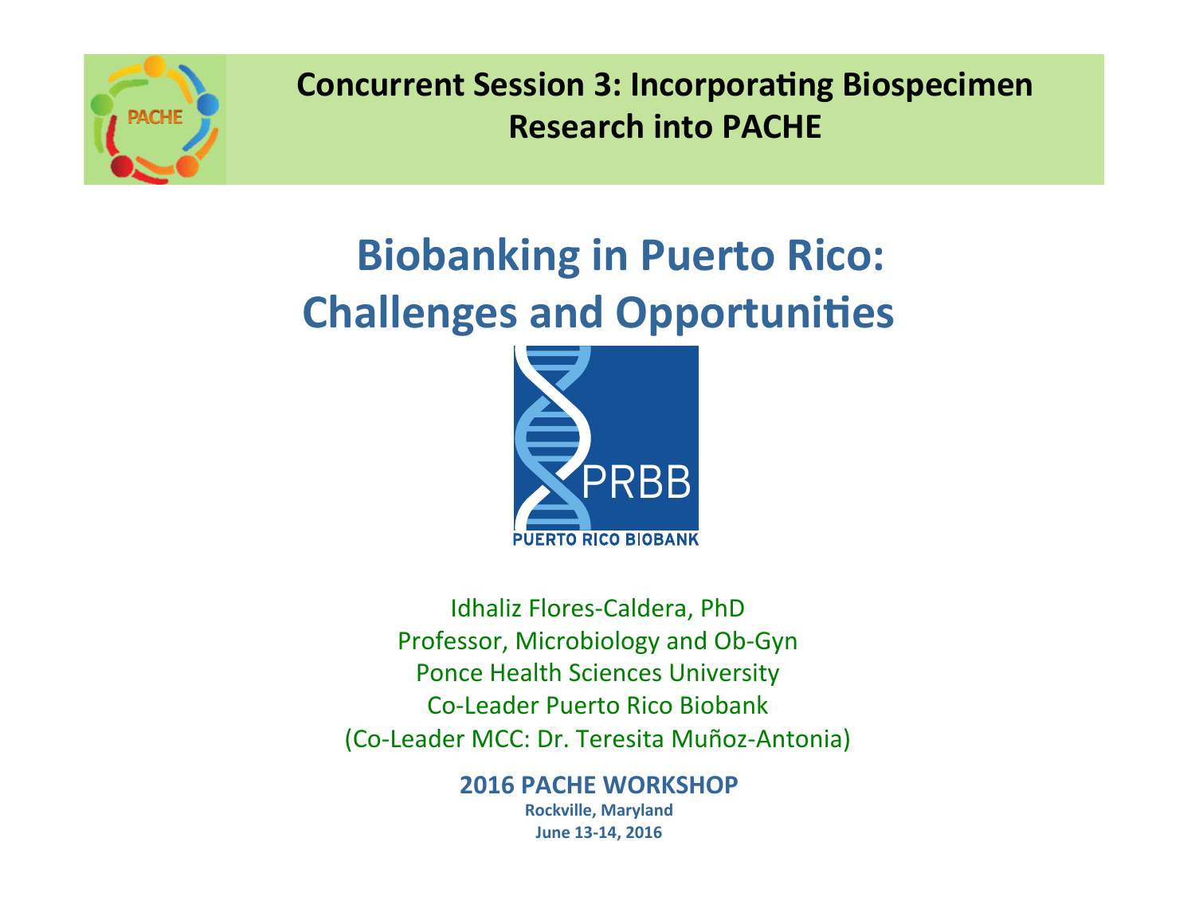**Concurrent Session 3: Incorporating Biospecimen Research into PACHE**

# Biobanking in Puerto Rico: Challenges and Opportunities

PRBB

PUERTO RICO BIOBANK

Idhaliz Flores-Caldera, PhD
Professor, Microbiology and Ob-Gyn
Ponce Health Sciences University
Co-Leader Puerto Rico Biobank
(Co-Leader MCC: Dr. Teresita Muñoz-Antonia)

**2016 PACHE WORKSHOP**

**Rockville, Maryland**

**June 13-14, 2016**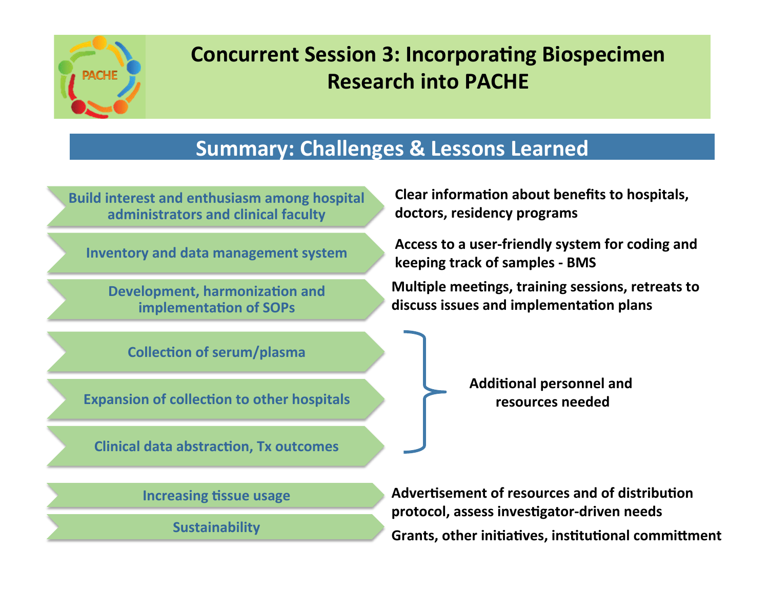# Concurrent Session 3: Incorporating Biospecimen Research into PACHE

## Summary: Challenges & Lessons Learned

| Challenge | Lesson Learned |
| --- | --- |
| Build interest and enthusiasm among hospital administrators and clinical faculty | Clear information about benefits to hospitals, doctors, residency programs |
| Inventory and data management system | Access to a user-friendly system for coding and keeping track of samples - BMS |
| Development, harmonization and implementation of SOPs | Multiple meetings, training sessions, retreats to discuss issues and implementation plans |
| Collection of serum/plasma | Additional personnel and resources needed |
| Expansion of collection to other hospitals | Additional personnel and resources needed |
| Clinical data abstraction, Tx outcomes | Additional personnel and resources needed |
| Increasing tissue usage | Advertisement of resources and of distribution protocol, assess investigator-driven needs |
| Sustainability | Grants, other initiatives, institutional committment |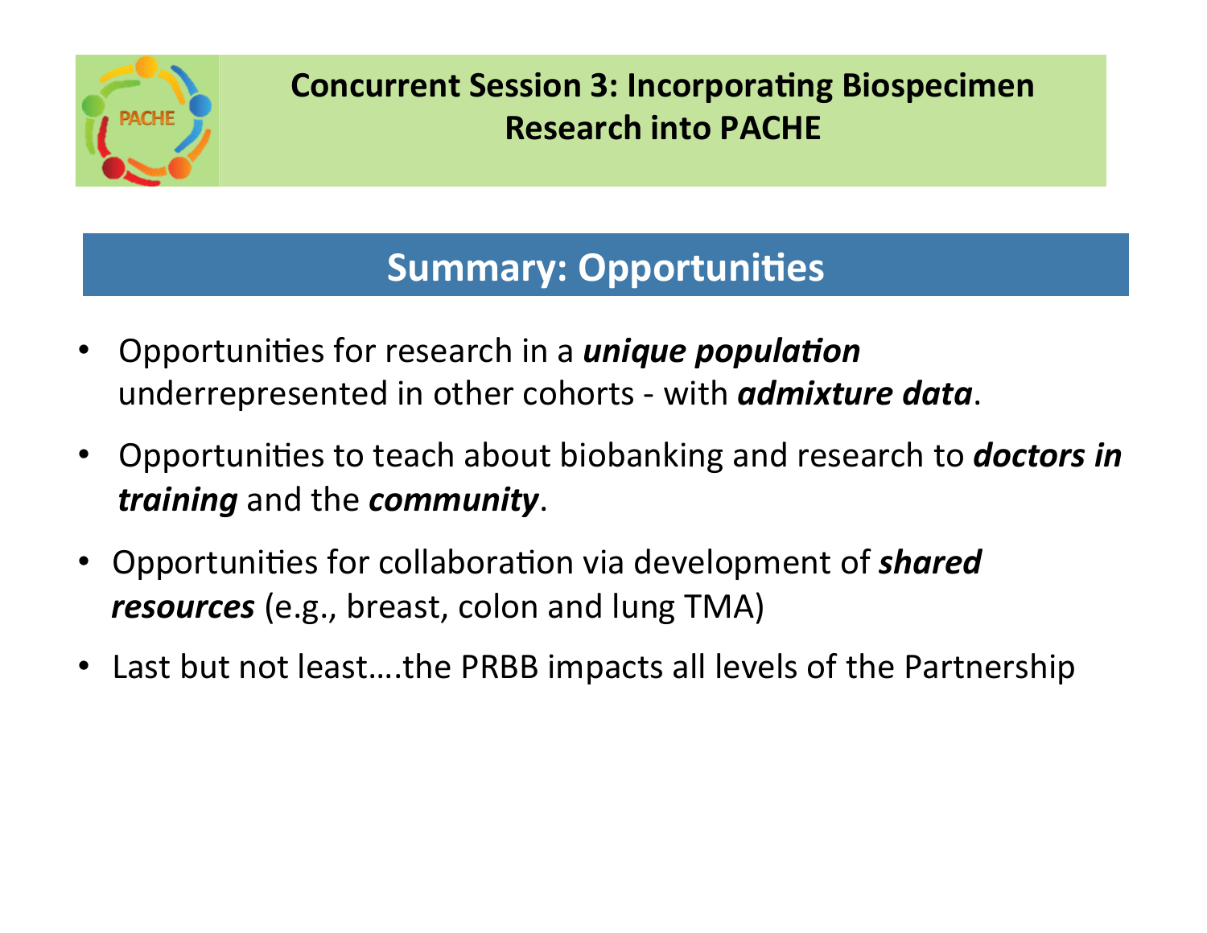# Concurrent Session 3: Incorporating Biospecimen Research into PACHE

## Summary: Opportunities

- Opportunities for research in a ***unique population*** underrepresented in other cohorts - with ***admixture data***.
- Opportunities to teach about biobanking and research to ***doctors in training*** and the ***community***.
- Opportunities for collaboration via development of ***shared resources*** (e.g., breast, colon and lung TMA)
- Last but not least….the PRBB impacts all levels of the Partnership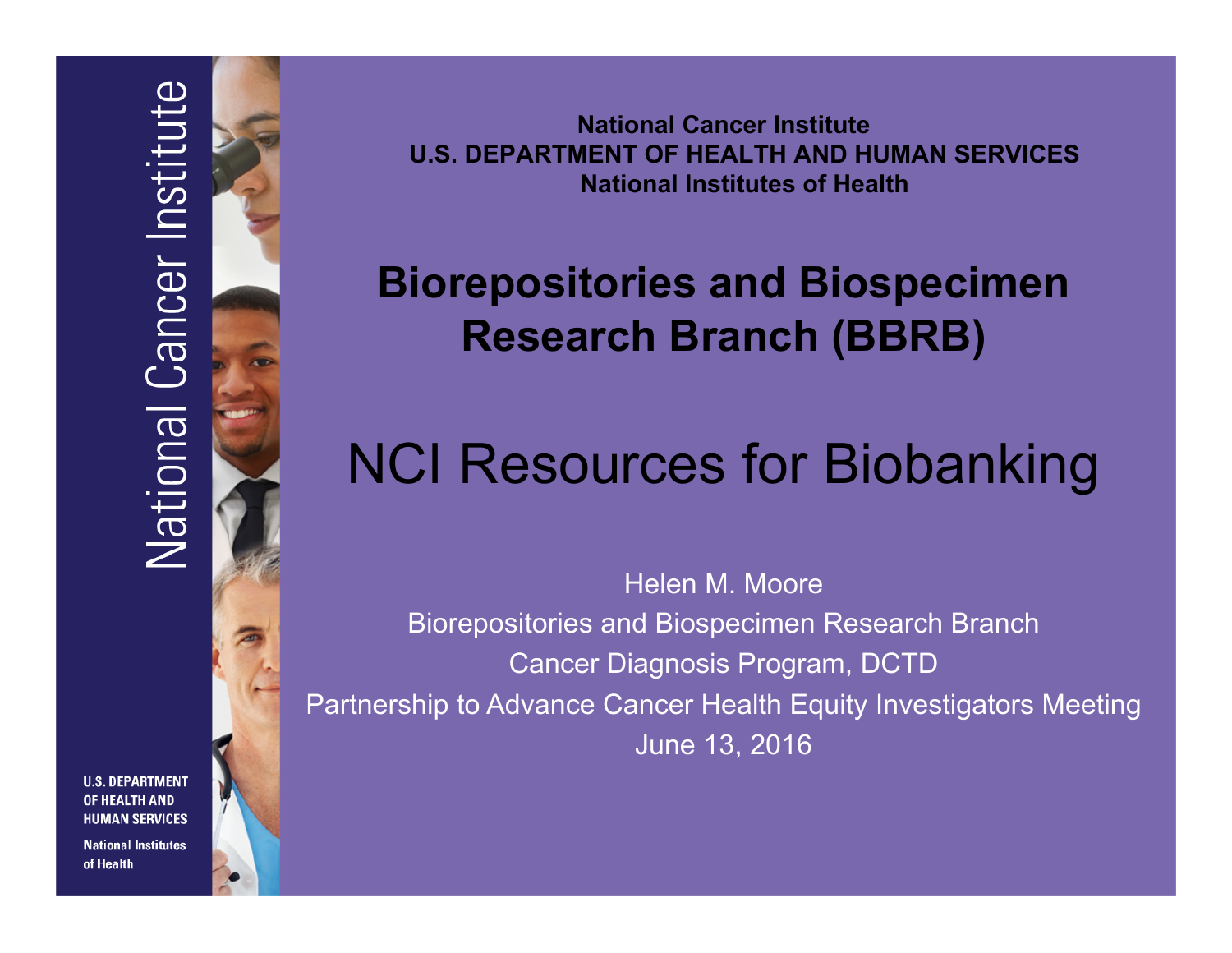National Cancer Institute

U.S. DEPARTMENT OF HEALTH AND HUMAN SERVICES

National Institutes of Health

# Biorepositories and Biospecimen Research Branch (BBRB)

# NCI Resources for Biobanking

Helen M. Moore

Biorepositories and Biospecimen Research Branch

Cancer Diagnosis Program, DCTD

Partnership to Advance Cancer Health Equity Investigators Meeting

June 13, 2016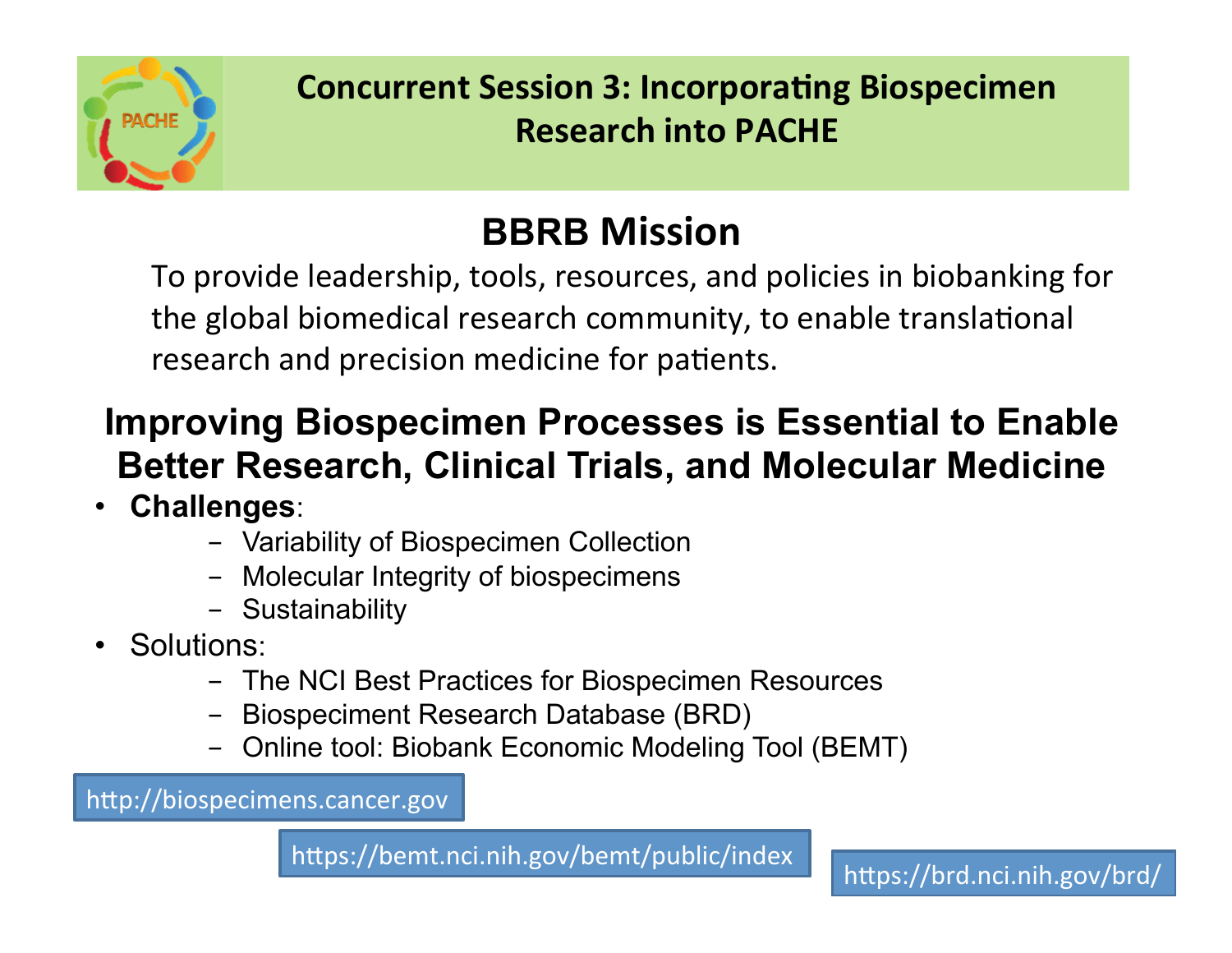# Concurrent Session 3: Incorporating Biospecimen Research into PACHE

## BBRB Mission

To provide leadership, tools, resources, and policies in biobanking for the global biomedical research community, to enable translational research and precision medicine for patients.

## Improving Biospecimen Processes is Essential to Enable Better Research, Clinical Trials, and Molecular Medicine

- **Challenges**:
  - Variability of Biospecimen Collection
  - Molecular Integrity of biospecimens
  - Sustainability
- Solutions:
  - The NCI Best Practices for Biospecimen Resources
  - Biospeciment Research Database (BRD)
  - Online tool: Biobank Economic Modeling Tool (BEMT)

http://biospecimens.cancer.gov

https://bemt.nci.nih.gov/bemt/public/index

https://brd.nci.nih.gov/brd/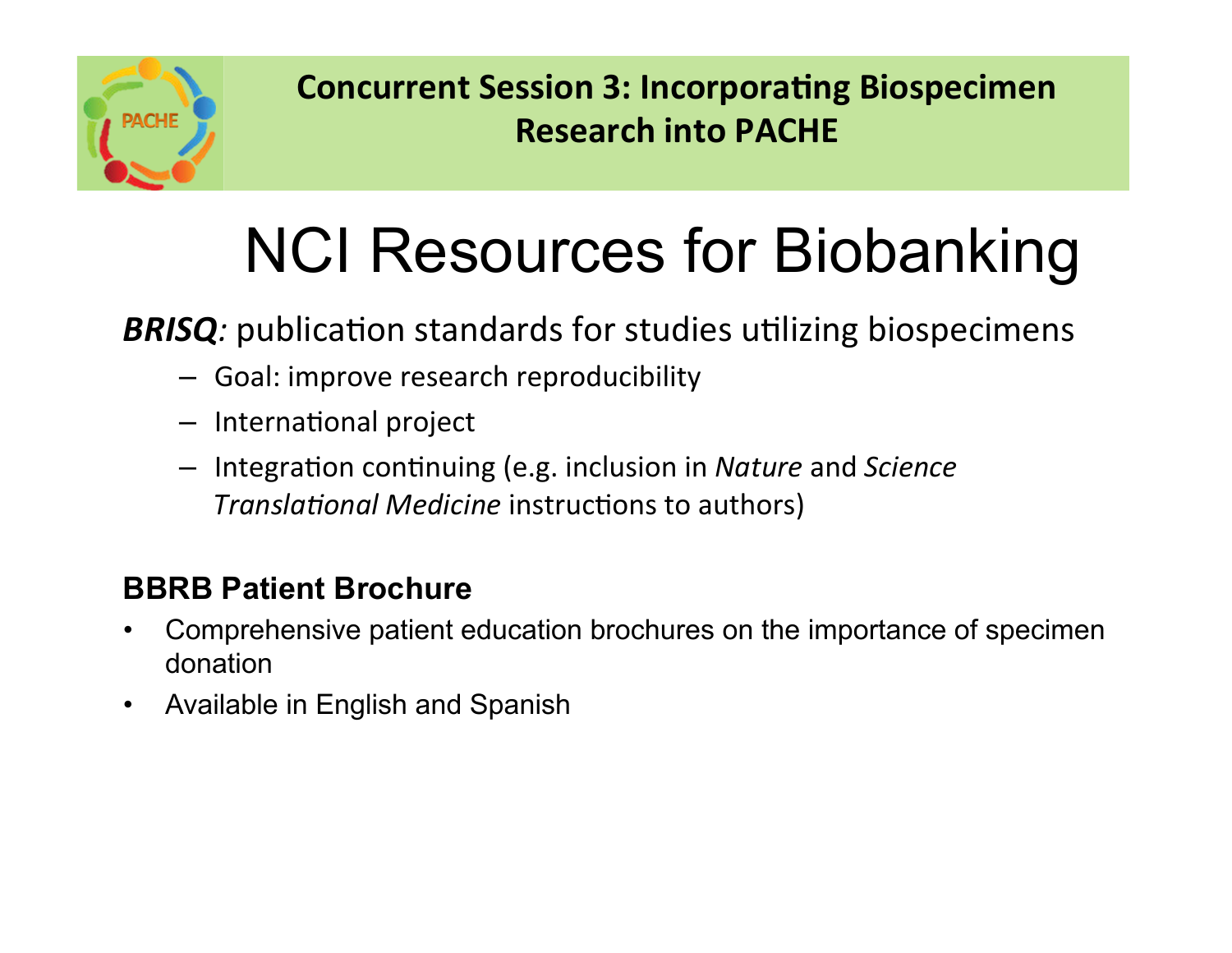**Concurrent Session 3: Incorporating Biospecimen Research into PACHE**

# NCI Resources for Biobanking

***BRISQ****:* publication standards for studies utilizing biospecimens

- Goal: improve research reproducibility
- International project
- Integration continuing (e.g. inclusion in *Nature* and *Science Translational Medicine* instructions to authors)

**BBRB Patient Brochure**

- Comprehensive patient education brochures on the importance of specimen donation
- Available in English and Spanish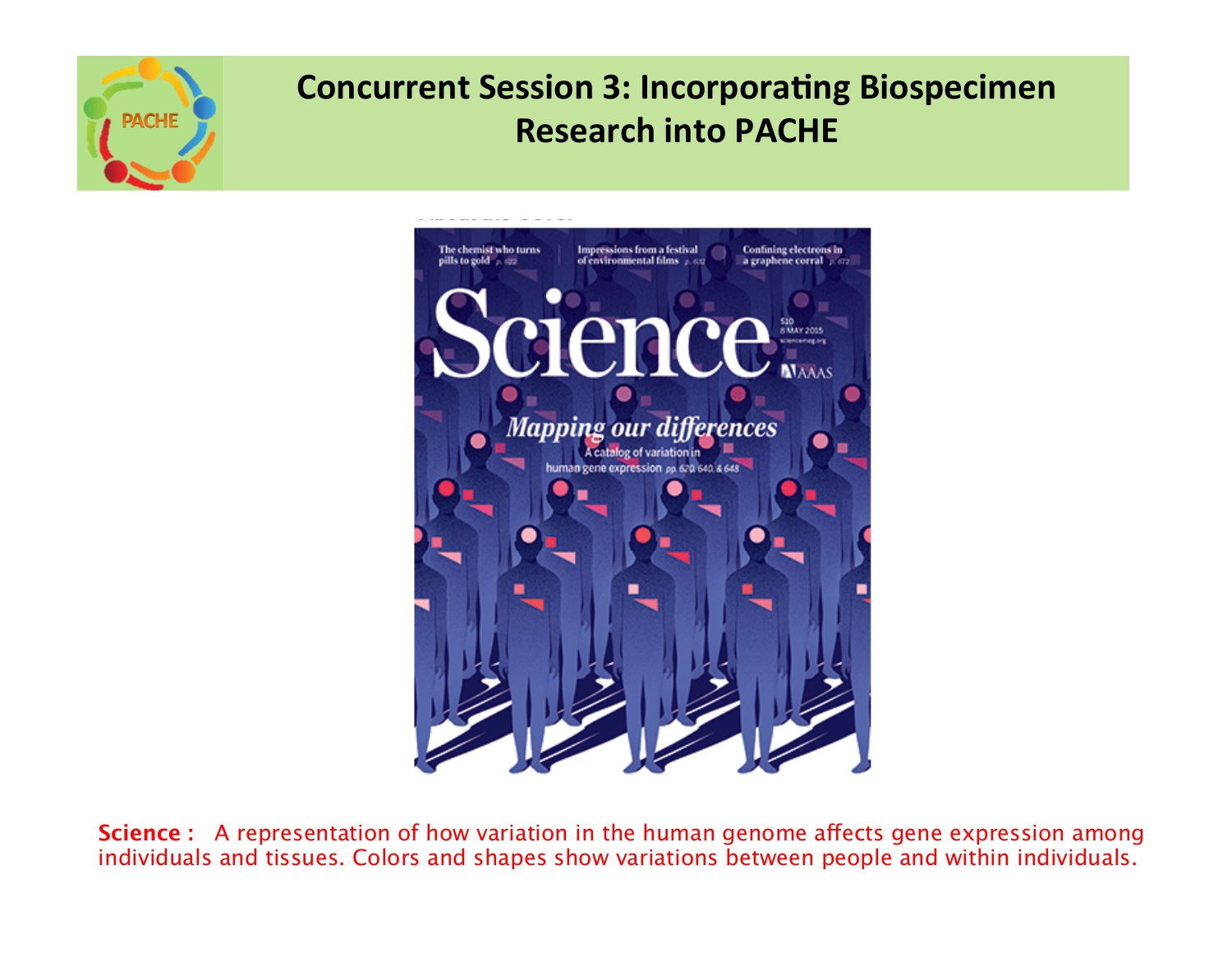# Concurrent Session 3: Incorporating Biospecimen Research into PACHE

**Science :** A representation of how variation in the human genome affects gene expression among individuals and tissues. Colors and shapes show variations between people and within individuals.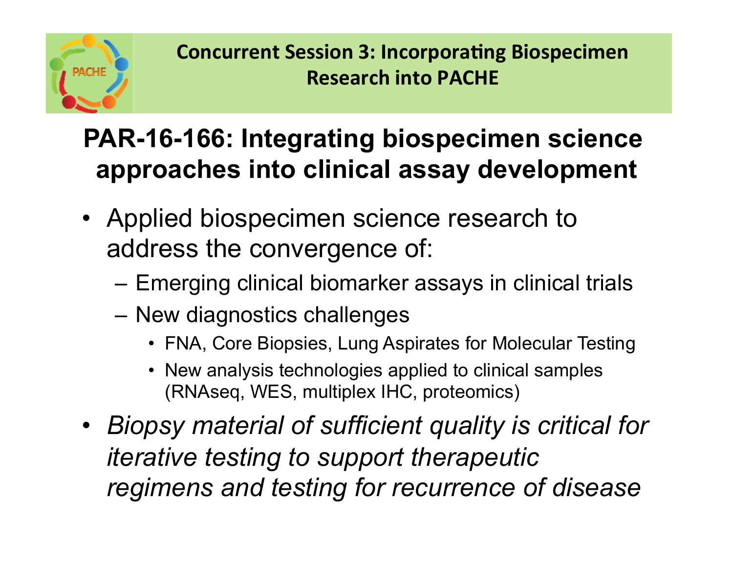**Concurrent Session 3: Incorporating Biospecimen Research into PACHE**

# PAR-16-166: Integrating biospecimen science approaches into clinical assay development

- Applied biospecimen science research to address the convergence of:
  - Emerging clinical biomarker assays in clinical trials
  - New diagnostics challenges
    - FNA, Core Biopsies, Lung Aspirates for Molecular Testing
    - New analysis technologies applied to clinical samples (RNAseq, WES, multiplex IHC, proteomics)
- *Biopsy material of sufficient quality is critical for iterative testing to support therapeutic regimens and testing for recurrence of disease*